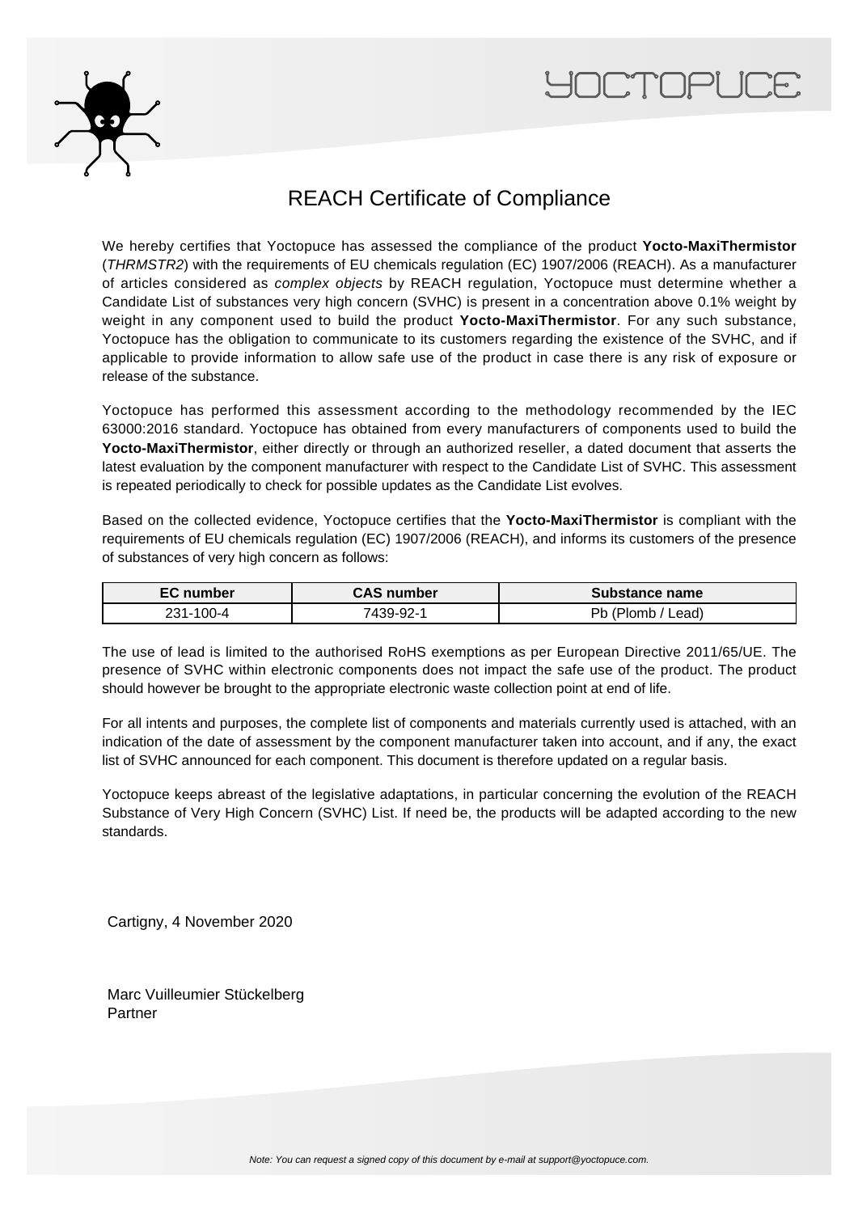YOCTOPUCE

# REACH Certificate of Compliance

We hereby certifies that Yoctopuce has assessed the compliance of the product **Yocto-MaxiThermistor** (*THRMSTR2*) with the requirements of EU chemicals regulation (EC) 1907/2006 (REACH). As a manufacturer of articles considered as *complex objects* by REACH regulation, Yoctopuce must determine whether a Candidate List of substances very high concern (SVHC) is present in a concentration above 0.1% weight by weight in any component used to build the product **Yocto-MaxiThermistor**. For any such substance, Yoctopuce has the obligation to communicate to its customers regarding the existence of the SVHC, and if applicable to provide information to allow safe use of the product in case there is any risk of exposure or release of the substance.

Yoctopuce has performed this assessment according to the methodology recommended by the IEC 63000:2016 standard. Yoctopuce has obtained from every manufacturers of components used to build the **Yocto-MaxiThermistor**, either directly or through an authorized reseller, a dated document that asserts the latest evaluation by the component manufacturer with respect to the Candidate List of SVHC. This assessment is repeated periodically to check for possible updates as the Candidate List evolves.

Based on the collected evidence, Yoctopuce certifies that the **Yocto-MaxiThermistor** is compliant with the requirements of EU chemicals regulation (EC) 1907/2006 (REACH), and informs its customers of the presence of substances of very high concern as follows:

| EC number | CAS number | Substance name |
|---|---|---|
| 231-100-4 | 7439-92-1 | Pb (Plomb / Lead) |

The use of lead is limited to the authorised RoHS exemptions as per European Directive 2011/65/UE. The presence of SVHC within electronic components does not impact the safe use of the product. The product should however be brought to the appropriate electronic waste collection point at end of life.

For all intents and purposes, the complete list of components and materials currently used is attached, with an indication of the date of assessment by the component manufacturer taken into account, and if any, the exact list of SVHC announced for each component. This document is therefore updated on a regular basis.

Yoctopuce keeps abreast of the legislative adaptations, in particular concerning the evolution of the REACH Substance of Very High Concern (SVHC) List. If need be, the products will be adapted according to the new standards.

Cartigny, 4 November 2020

Marc Vuilleumier Stückelberg
Partner

*Note: You can request a signed copy of this document by e-mail at support@yoctopuce.com.*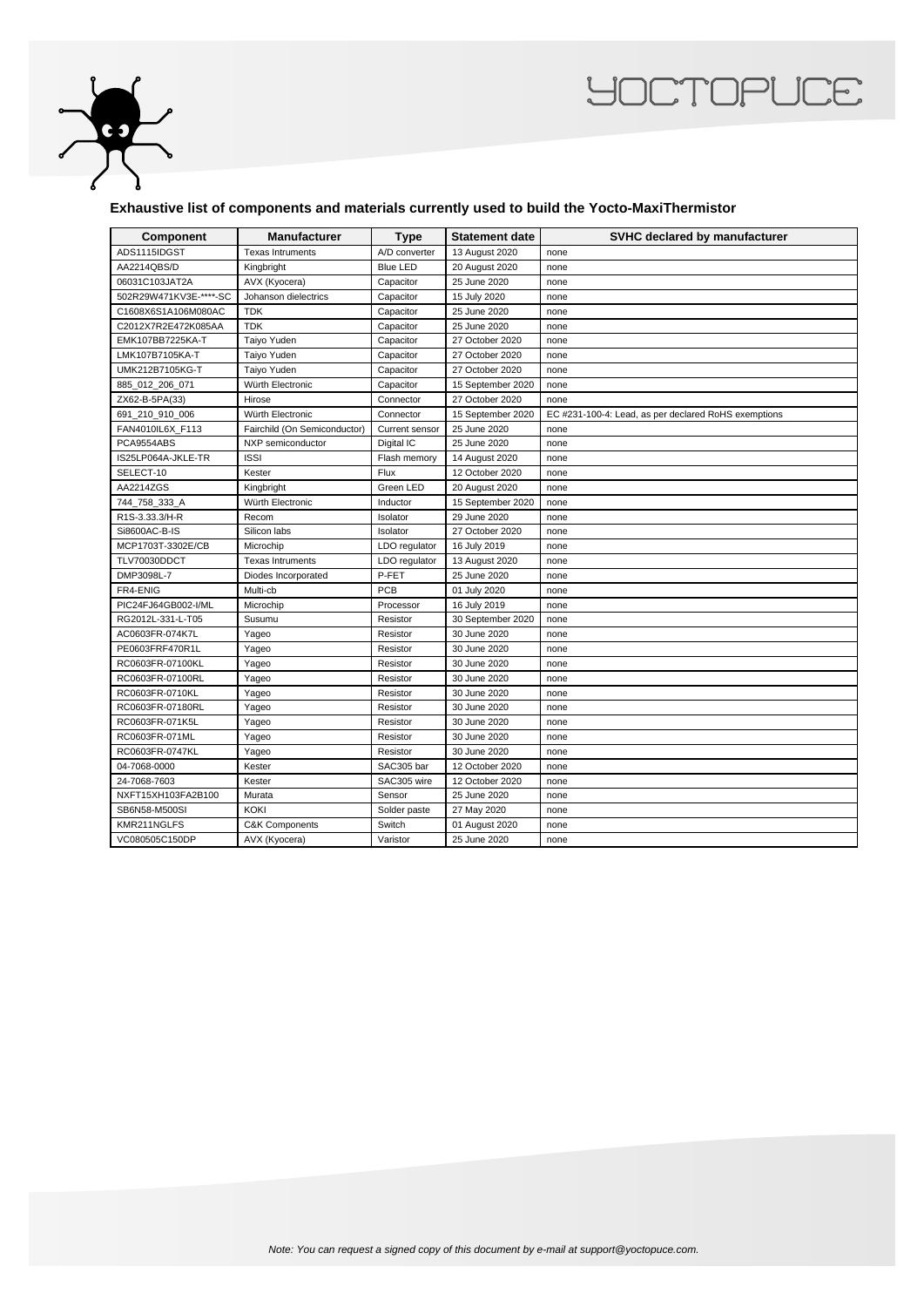**Exhaustive list of components and materials currently used to build the Yocto-MaxiThermistor**

| Component | Manufacturer | Type | Statement date | SVHC declared by manufacturer |
|---|---|---|---|---|
| ADS1115IDGST | Texas Intruments | A/D converter | 13 August 2020 | none |
| AA2214QBS/D | Kingbright | Blue LED | 20 August 2020 | none |
| 06031C103JAT2A | AVX (Kyocera) | Capacitor | 25 June 2020 | none |
| 502R29W471KV3E-****-SC | Johanson dielectrics | Capacitor | 15 July 2020 | none |
| C1608X6S1A106M080AC | TDK | Capacitor | 25 June 2020 | none |
| C2012X7R2E472K085AA | TDK | Capacitor | 25 June 2020 | none |
| EMK107BB7225KA-T | Taiyo Yuden | Capacitor | 27 October 2020 | none |
| LMK107B7105KA-T | Taiyo Yuden | Capacitor | 27 October 2020 | none |
| UMK212B7105KG-T | Taiyo Yuden | Capacitor | 27 October 2020 | none |
| 885_012_206_071 | Würth Electronic | Capacitor | 15 September 2020 | none |
| ZX62-B-5PA(33) | Hirose | Connector | 27 October 2020 | none |
| 691_210_910_006 | Würth Electronic | Connector | 15 September 2020 | EC #231-100-4: Lead, as per declared RoHS exemptions |
| FAN4010IL6X_F113 | Fairchild (On Semiconductor) | Current sensor | 25 June 2020 | none |
| PCA9554ABS | NXP semiconductor | Digital IC | 25 June 2020 | none |
| IS25LP064A-JKLE-TR | ISSI | Flash memory | 14 August 2020 | none |
| SELECT-10 | Kester | Flux | 12 October 2020 | none |
| AA2214ZGS | Kingbright | Green LED | 20 August 2020 | none |
| 744_758_333_A | Würth Electronic | Inductor | 15 September 2020 | none |
| R1S-3.33.3/H-R | Recom | Isolator | 29 June 2020 | none |
| Si8600AC-B-IS | Silicon labs | Isolator | 27 October 2020 | none |
| MCP1703T-3302E/CB | Microchip | LDO regulator | 16 July 2019 | none |
| TLV70030DDCT | Texas Intruments | LDO regulator | 13 August 2020 | none |
| DMP3098L-7 | Diodes Incorporated | P-FET | 25 June 2020 | none |
| FR4-ENIG | Multi-cb | PCB | 01 July 2020 | none |
| PIC24FJ64GB002-I/ML | Microchip | Processor | 16 July 2019 | none |
| RG2012L-331-L-T05 | Susumu | Resistor | 30 September 2020 | none |
| AC0603FR-074K7L | Yageo | Resistor | 30 June 2020 | none |
| PE0603FRF470R1L | Yageo | Resistor | 30 June 2020 | none |
| RC0603FR-07100KL | Yageo | Resistor | 30 June 2020 | none |
| RC0603FR-07100RL | Yageo | Resistor | 30 June 2020 | none |
| RC0603FR-0710KL | Yageo | Resistor | 30 June 2020 | none |
| RC0603FR-07180RL | Yageo | Resistor | 30 June 2020 | none |
| RC0603FR-071K5L | Yageo | Resistor | 30 June 2020 | none |
| RC0603FR-071ML | Yageo | Resistor | 30 June 2020 | none |
| RC0603FR-0747KL | Yageo | Resistor | 30 June 2020 | none |
| 04-7068-0000 | Kester | SAC305 bar | 12 October 2020 | none |
| 24-7068-7603 | Kester | SAC305 wire | 12 October 2020 | none |
| NXFT15XH103FA2B100 | Murata | Sensor | 25 June 2020 | none |
| SB6N58-M500SI | KOKI | Solder paste | 27 May 2020 | none |
| KMR211NGLFS | C&K Components | Switch | 01 August 2020 | none |
| VC080505C150DP | AVX (Kyocera) | Varistor | 25 June 2020 | none |

*Note: You can request a signed copy of this document by e-mail at support@yoctopuce.com.*